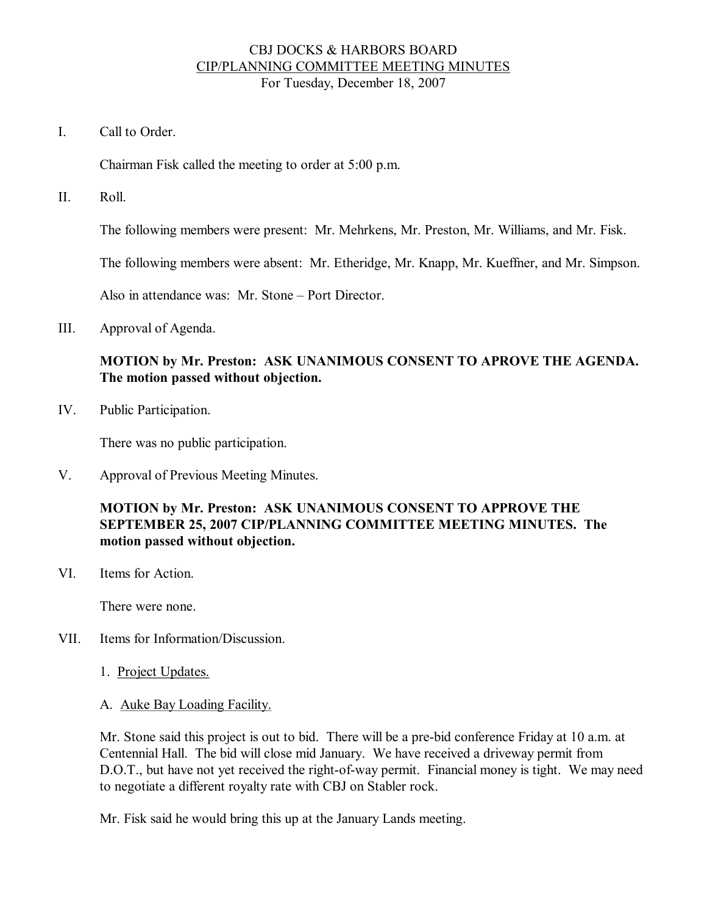# CBJ DOCKS & HARBORS BOARD
## CIP/PLANNING COMMITTEE MEETING MINUTES
For Tuesday, December 18, 2007

I. Call to Order.

Chairman Fisk called the meeting to order at 5:00 p.m.

II. Roll.

The following members were present: Mr. Mehrkens, Mr. Preston, Mr. Williams, and Mr. Fisk.

The following members were absent: Mr. Etheridge, Mr. Knapp, Mr. Kueffner, and Mr. Simpson.

Also in attendance was: Mr. Stone – Port Director.

III. Approval of Agenda.

**MOTION by Mr. Preston: ASK UNANIMOUS CONSENT TO APROVE THE AGENDA. The motion passed without objection.**

IV. Public Participation.

There was no public participation.

V. Approval of Previous Meeting Minutes.

**MOTION by Mr. Preston: ASK UNANIMOUS CONSENT TO APPROVE THE SEPTEMBER 25, 2007 CIP/PLANNING COMMITTEE MEETING MINUTES. The motion passed without objection.**

VI. Items for Action.

There were none.

VII. Items for Information/Discussion.

1. Project Updates.

A. Auke Bay Loading Facility.

Mr. Stone said this project is out to bid. There will be a pre-bid conference Friday at 10 a.m. at Centennial Hall. The bid will close mid January. We have received a driveway permit from D.O.T., but have not yet received the right-of-way permit. Financial money is tight. We may need to negotiate a different royalty rate with CBJ on Stabler rock.

Mr. Fisk said he would bring this up at the January Lands meeting.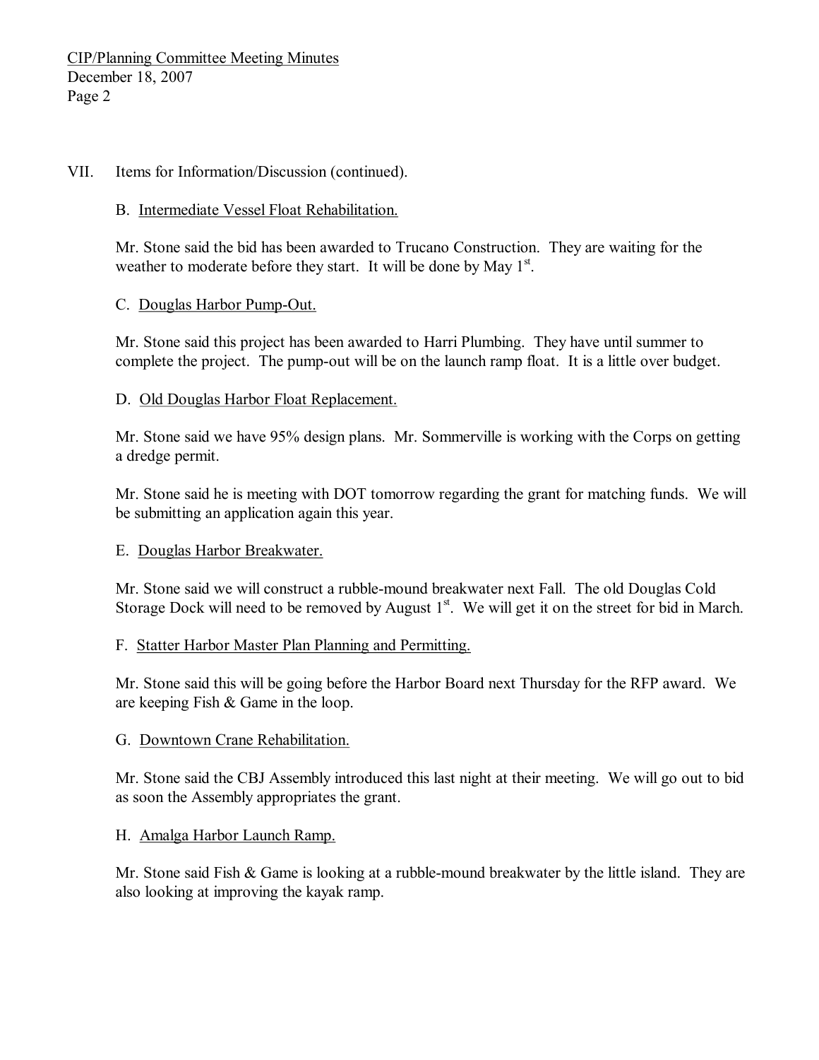VII. Items for Information/Discussion (continued).

B. Intermediate Vessel Float Rehabilitation.

Mr. Stone said the bid has been awarded to Trucano Construction. They are waiting for the weather to moderate before they start. It will be done by May 1st.

C. Douglas Harbor Pump-Out.

Mr. Stone said this project has been awarded to Harri Plumbing. They have until summer to complete the project. The pump-out will be on the launch ramp float. It is a little over budget.

D. Old Douglas Harbor Float Replacement.

Mr. Stone said we have 95% design plans. Mr. Sommerville is working with the Corps on getting a dredge permit.

Mr. Stone said he is meeting with DOT tomorrow regarding the grant for matching funds. We will be submitting an application again this year.

E. Douglas Harbor Breakwater.

Mr. Stone said we will construct a rubble-mound breakwater next Fall. The old Douglas Cold Storage Dock will need to be removed by August 1st. We will get it on the street for bid in March.

F. Statter Harbor Master Plan Planning and Permitting.

Mr. Stone said this will be going before the Harbor Board next Thursday for the RFP award. We are keeping Fish & Game in the loop.

G. Downtown Crane Rehabilitation.

Mr. Stone said the CBJ Assembly introduced this last night at their meeting. We will go out to bid as soon the Assembly appropriates the grant.

H. Amalga Harbor Launch Ramp.

Mr. Stone said Fish & Game is looking at a rubble-mound breakwater by the little island. They are also looking at improving the kayak ramp.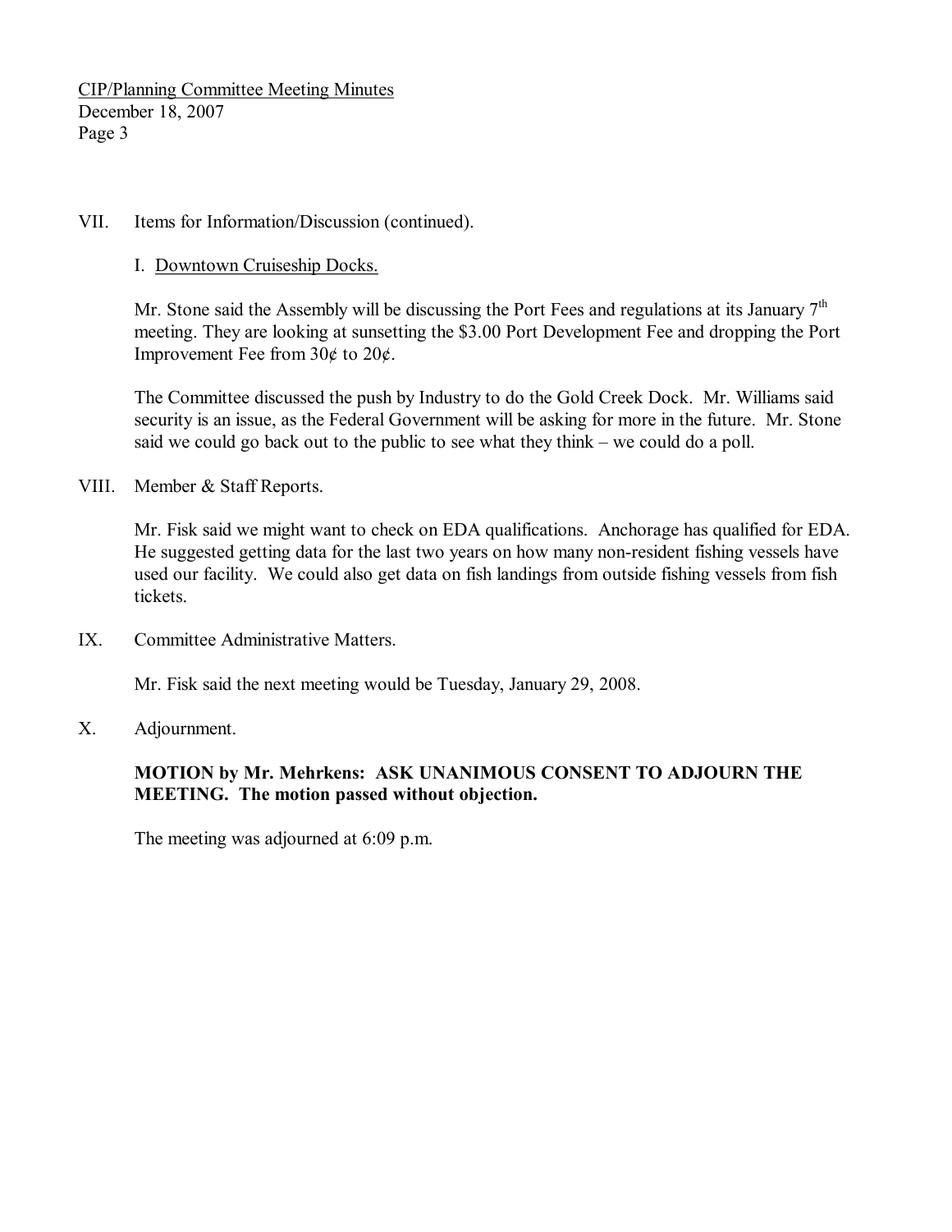VII. Items for Information/Discussion (continued).

I. Downtown Cruiseship Docks.

Mr. Stone said the Assembly will be discussing the Port Fees and regulations at its January 7th meeting. They are looking at sunsetting the $3.00 Port Development Fee and dropping the Port Improvement Fee from 30¢ to 20¢.

The Committee discussed the push by Industry to do the Gold Creek Dock. Mr. Williams said security is an issue, as the Federal Government will be asking for more in the future. Mr. Stone said we could go back out to the public to see what they think – we could do a poll.

VIII. Member & Staff Reports.

Mr. Fisk said we might want to check on EDA qualifications. Anchorage has qualified for EDA. He suggested getting data for the last two years on how many non-resident fishing vessels have used our facility. We could also get data on fish landings from outside fishing vessels from fish tickets.

IX. Committee Administrative Matters.

Mr. Fisk said the next meeting would be Tuesday, January 29, 2008.

X. Adjournment.

**MOTION by Mr. Mehrkens: ASK UNANIMOUS CONSENT TO ADJOURN THE MEETING. The motion passed without objection.**

The meeting was adjourned at 6:09 p.m.